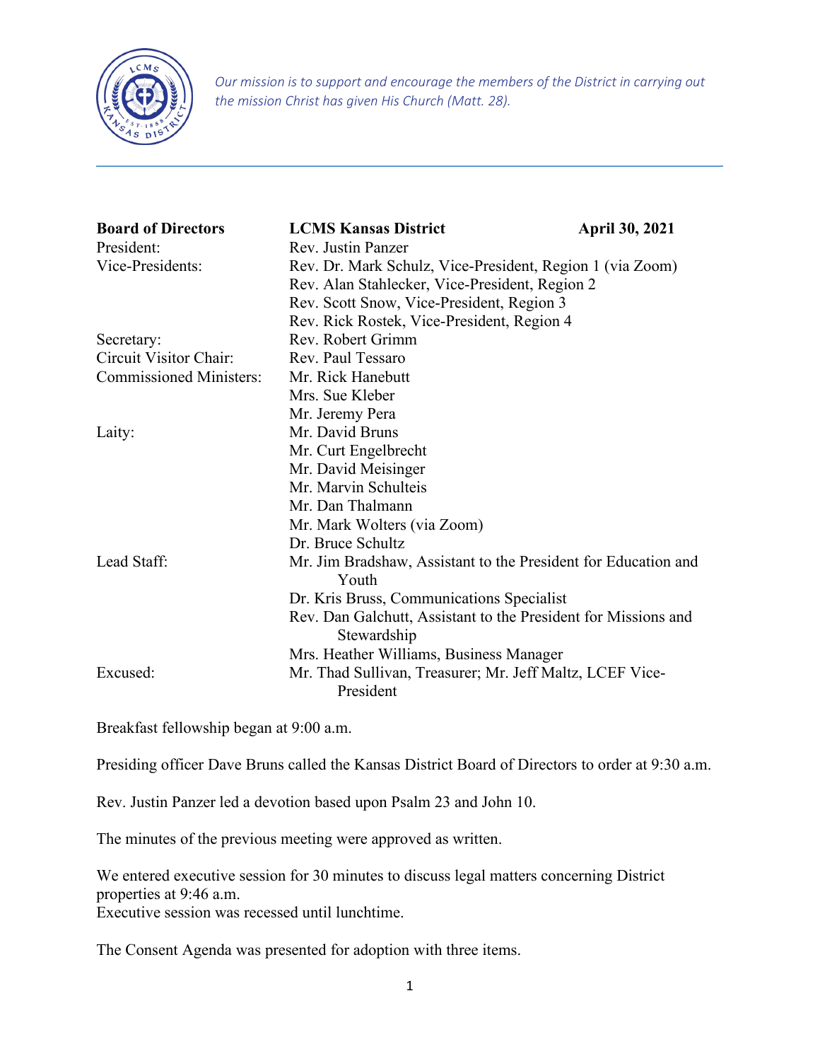*Our mission is to support and encourage the members of the District in carrying out the mission Christ has given His Church (Matt. 28).*

| **Board of Directors** | **LCMS Kansas District** | **April 30, 2021** |
|---|---|---|
| President: | Rev. Justin Panzer | |
| Vice-Presidents: | Rev. Dr. Mark Schulz, Vice-President, Region 1 (via Zoom) | |
| | Rev. Alan Stahlecker, Vice-President, Region 2 | |
| | Rev. Scott Snow, Vice-President, Region 3 | |
| | Rev. Rick Rostek, Vice-President, Region 4 | |
| Secretary: | Rev. Robert Grimm | |
| Circuit Visitor Chair: | Rev. Paul Tessaro | |
| Commissioned Ministers: | Mr. Rick Hanebutt | |
| | Mrs. Sue Kleber | |
| | Mr. Jeremy Pera | |
| Laity: | Mr. David Bruns | |
| | Mr. Curt Engelbrecht | |
| | Mr. David Meisinger | |
| | Mr. Marvin Schulteis | |
| | Mr. Dan Thalmann | |
| | Mr. Mark Wolters (via Zoom) | |
| | Dr. Bruce Schultz | |
| Lead Staff: | Mr. Jim Bradshaw, Assistant to the President for Education and Youth | |
| | Dr. Kris Bruss, Communications Specialist | |
| | Rev. Dan Galchutt, Assistant to the President for Missions and Stewardship | |
| | Mrs. Heather Williams, Business Manager | |
| Excused: | Mr. Thad Sullivan, Treasurer; Mr. Jeff Maltz, LCEF Vice-President | |

Breakfast fellowship began at 9:00 a.m.

Presiding officer Dave Bruns called the Kansas District Board of Directors to order at 9:30 a.m.

Rev. Justin Panzer led a devotion based upon Psalm 23 and John 10.

The minutes of the previous meeting were approved as written.

We entered executive session for 30 minutes to discuss legal matters concerning District properties at 9:46 a.m.
Executive session was recessed until lunchtime.

The Consent Agenda was presented for adoption with three items.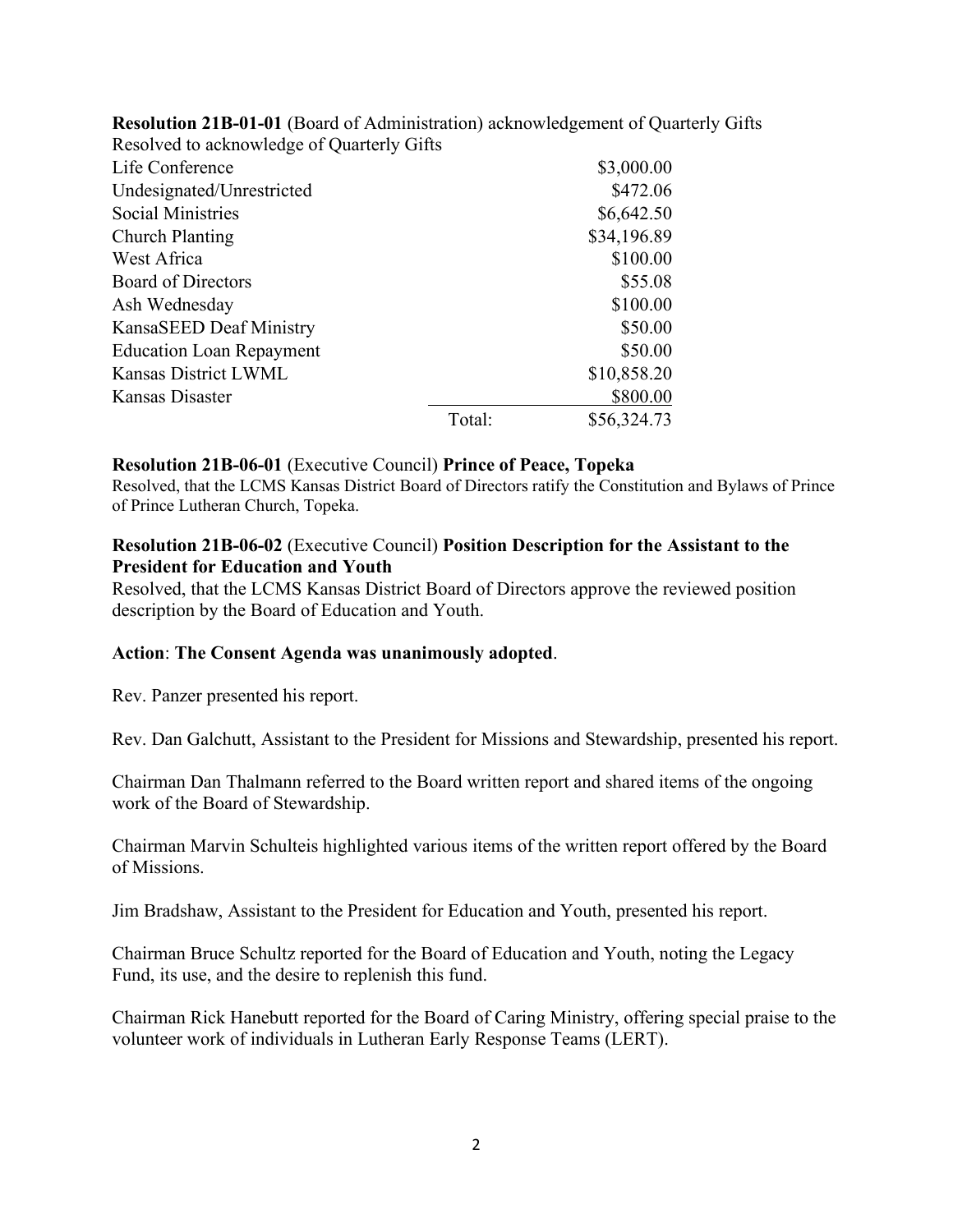**Resolution 21B-01-01** (Board of Administration) acknowledgement of Quarterly Gifts

Resolved to acknowledge of Quarterly Gifts

| | | |
|---|---|---|
| Life Conference | | $3,000.00 |
| Undesignated/Unrestricted | | $472.06 |
| Social Ministries | | $6,642.50 |
| Church Planting | | $34,196.89 |
| West Africa | | $100.00 |
| Board of Directors | | $55.08 |
| Ash Wednesday | | $100.00 |
| KansaSEED Deaf Ministry | | $50.00 |
| Education Loan Repayment | | $50.00 |
| Kansas District LWML | | $10,858.20 |
| Kansas Disaster | | $800.00 |
| | Total: | $56,324.73 |

**Resolution 21B-06-01** (Executive Council) **Prince of Peace, Topeka**

Resolved, that the LCMS Kansas District Board of Directors ratify the Constitution and Bylaws of Prince of Prince Lutheran Church, Topeka.

**Resolution 21B-06-02** (Executive Council) **Position Description for the Assistant to the President for Education and Youth**

Resolved, that the LCMS Kansas District Board of Directors approve the reviewed position description by the Board of Education and Youth.

**Action**: **The Consent Agenda was unanimously adopted**.

Rev. Panzer presented his report.

Rev. Dan Galchutt, Assistant to the President for Missions and Stewardship, presented his report.

Chairman Dan Thalmann referred to the Board written report and shared items of the ongoing work of the Board of Stewardship.

Chairman Marvin Schulteis highlighted various items of the written report offered by the Board of Missions.

Jim Bradshaw, Assistant to the President for Education and Youth, presented his report.

Chairman Bruce Schultz reported for the Board of Education and Youth, noting the Legacy Fund, its use, and the desire to replenish this fund.

Chairman Rick Hanebutt reported for the Board of Caring Ministry, offering special praise to the volunteer work of individuals in Lutheran Early Response Teams (LERT).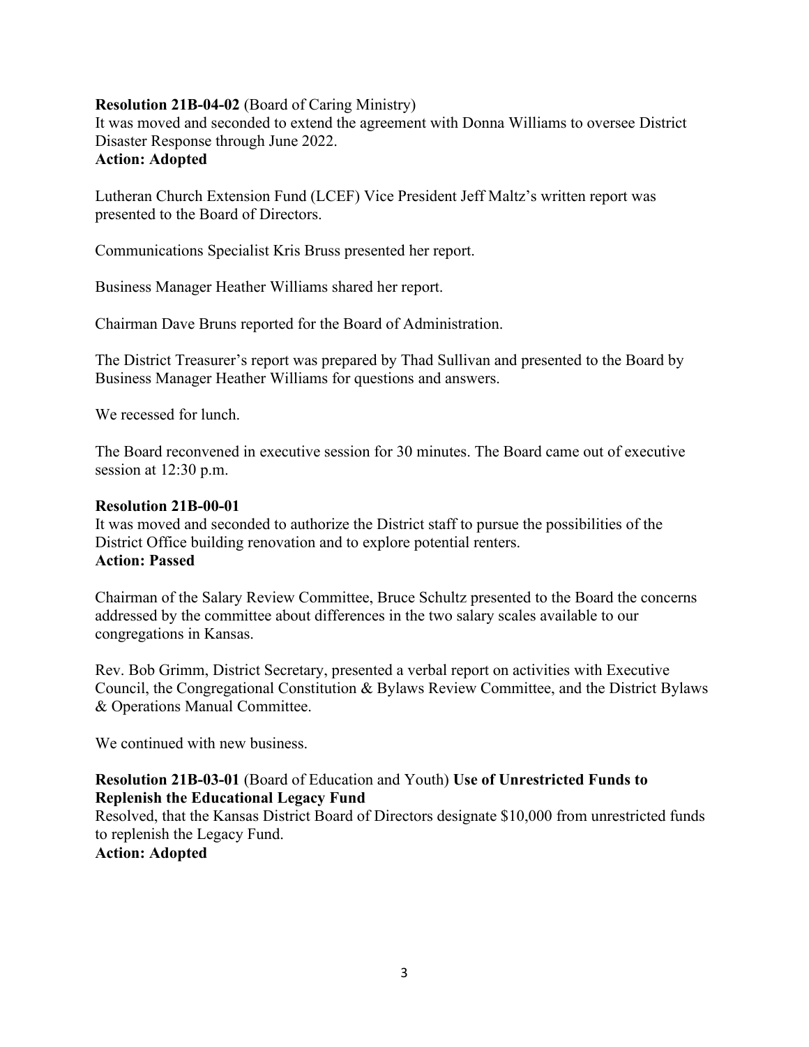**Resolution 21B-04-02** (Board of Caring Ministry)
It was moved and seconded to extend the agreement with Donna Williams to oversee District Disaster Response through June 2022.
**Action: Adopted**

Lutheran Church Extension Fund (LCEF) Vice President Jeff Maltz's written report was presented to the Board of Directors.

Communications Specialist Kris Bruss presented her report.

Business Manager Heather Williams shared her report.

Chairman Dave Bruns reported for the Board of Administration.

The District Treasurer's report was prepared by Thad Sullivan and presented to the Board by Business Manager Heather Williams for questions and answers.

We recessed for lunch.

The Board reconvened in executive session for 30 minutes. The Board came out of executive session at 12:30 p.m.

**Resolution 21B-00-01**
It was moved and seconded to authorize the District staff to pursue the possibilities of the District Office building renovation and to explore potential renters.
**Action: Passed**

Chairman of the Salary Review Committee, Bruce Schultz presented to the Board the concerns addressed by the committee about differences in the two salary scales available to our congregations in Kansas.

Rev. Bob Grimm, District Secretary, presented a verbal report on activities with Executive Council, the Congregational Constitution & Bylaws Review Committee, and the District Bylaws & Operations Manual Committee.

We continued with new business.

**Resolution 21B-03-01** (Board of Education and Youth) **Use of Unrestricted Funds to Replenish the Educational Legacy Fund**
Resolved, that the Kansas District Board of Directors designate $10,000 from unrestricted funds to replenish the Legacy Fund.
**Action: Adopted**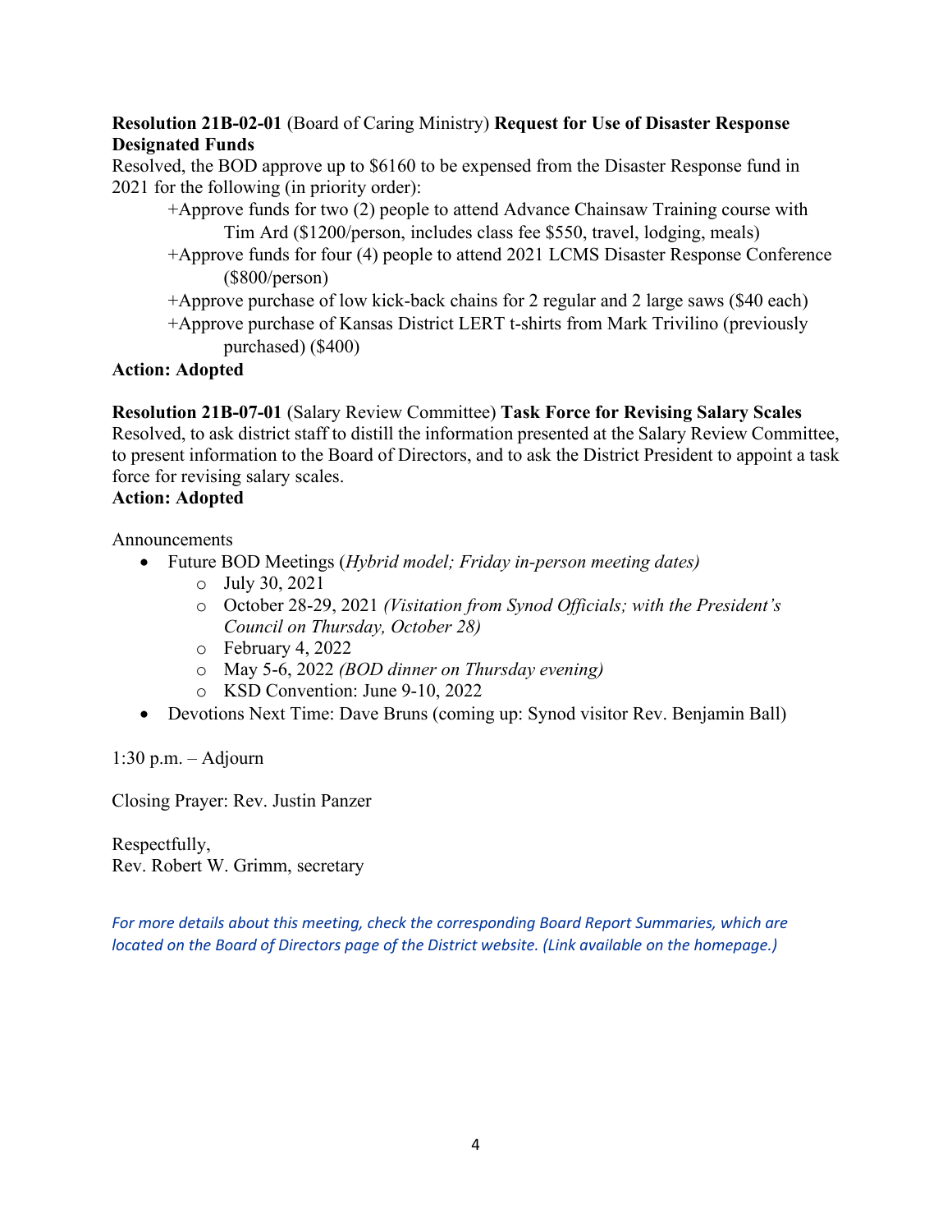**Resolution 21B-02-01** (Board of Caring Ministry) **Request for Use of Disaster Response Designated Funds**
Resolved, the BOD approve up to $6160 to be expensed from the Disaster Response fund in 2021 for the following (in priority order):

+Approve funds for two (2) people to attend Advance Chainsaw Training course with Tim Ard ($1200/person, includes class fee $550, travel, lodging, meals)
+Approve funds for four (4) people to attend 2021 LCMS Disaster Response Conference ($800/person)
+Approve purchase of low kick-back chains for 2 regular and 2 large saws ($40 each)
+Approve purchase of Kansas District LERT t-shirts from Mark Trivilino (previously purchased) ($400)

**Action: Adopted**

**Resolution 21B-07-01** (Salary Review Committee) **Task Force for Revising Salary Scales**
Resolved, to ask district staff to distill the information presented at the Salary Review Committee, to present information to the Board of Directors, and to ask the District President to appoint a task force for revising salary scales.
**Action: Adopted**

Announcements

- Future BOD Meetings (*Hybrid model; Friday in-person meeting dates)*
  - July 30, 2021
  - October 28-29, 2021 *(Visitation from Synod Officials; with the President's Council on Thursday, October 28)*
  - February 4, 2022
  - May 5-6, 2022 *(BOD dinner on Thursday evening)*
  - KSD Convention: June 9-10, 2022
- Devotions Next Time: Dave Bruns (coming up: Synod visitor Rev. Benjamin Ball)

1:30 p.m. – Adjourn

Closing Prayer: Rev. Justin Panzer

Respectfully,
Rev. Robert W. Grimm, secretary

*For more details about this meeting, check the corresponding Board Report Summaries, which are located on the Board of Directors page of the District website. (Link available on the homepage.)*